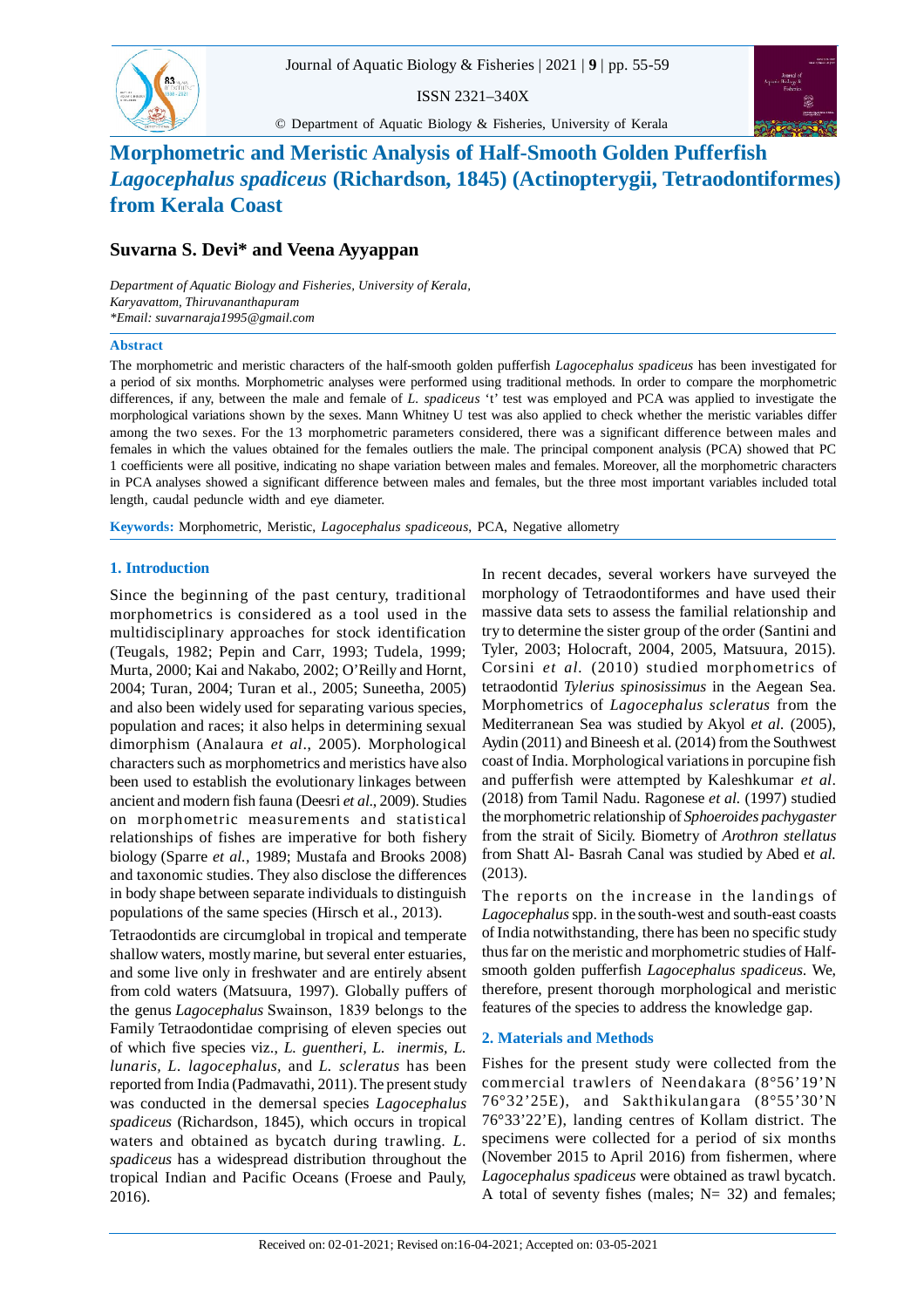# Morphometric and Meristic Analysis of Half-Smooth Golden Pufferfish *Lagocephalus spadiceus* (Richardson, 1845) (Actinopterygii, Tetraodontiformes) from Kerala Coast

**Suvarna S. Devi\* and Veena Ayyappan**

*Department of Aquatic Biology and Fisheries, University of Kerala, Karyavattom, Thiruvananthapuram*
*\*Email: suvarnaraja1995@gmail.com*

## Abstract

The morphometric and meristic characters of the half-smooth golden pufferfish *Lagocephalus spadiceus* has been investigated for a period of six months. Morphometric analyses were performed using traditional methods. In order to compare the morphometric differences, if any, between the male and female of *L. spadiceus* 't' test was employed and PCA was applied to investigate the morphological variations shown by the sexes. Mann Whitney U test was also applied to check whether the meristic variables differ among the two sexes. For the 13 morphometric parameters considered, there was a significant difference between males and females in which the values obtained for the females outliers the male. The principal component analysis (PCA) showed that PC 1 coefficients were all positive, indicating no shape variation between males and females. Moreover, all the morphometric characters in PCA analyses showed a significant difference between males and females, but the three most important variables included total length, caudal peduncle width and eye diameter.

**Keywords:** Morphometric, Meristic, *Lagocephalus spadiceous*, PCA, Negative allometry

## 1. Introduction

Since the beginning of the past century, traditional morphometrics is considered as a tool used in the multidisciplinary approaches for stock identification (Teugals, 1982; Pepin and Carr, 1993; Tudela, 1999; Murta, 2000; Kai and Nakabo, 2002; O'Reilly and Hornt, 2004; Turan, 2004; Turan et al., 2005; Suneetha, 2005) and also been widely used for separating various species, population and races; it also helps in determining sexual dimorphism (Analaura *et al*., 2005). Morphological characters such as morphometrics and meristics have also been used to establish the evolutionary linkages between ancient and modern fish fauna (Deesri *et al*., 2009). Studies on morphometric measurements and statistical relationships of fishes are imperative for both fishery biology (Sparre *et al.,* 1989; Mustafa and Brooks 2008) and taxonomic studies. They also disclose the differences in body shape between separate individuals to distinguish populations of the same species (Hirsch et al., 2013).

Tetraodontids are circumglobal in tropical and temperate shallow waters, mostly marine, but several enter estuaries, and some live only in freshwater and are entirely absent from cold waters (Matsuura, 1997). Globally puffers of the genus *Lagocephalus* Swainson, 1839 belongs to the Family Tetraodontidae comprising of eleven species out of which five species viz., *L. guentheri, L. inermis, L. lunaris, L. lagocephalus,* and *L. scleratus* has been reported from India (Padmavathi, 2011). The present study was conducted in the demersal species *Lagocephalus spadiceus* (Richardson, 1845), which occurs in tropical waters and obtained as bycatch during trawling. *L. spadiceus* has a widespread distribution throughout the tropical Indian and Pacific Oceans (Froese and Pauly, 2016).

In recent decades, several workers have surveyed the morphology of Tetraodontiformes and have used their massive data sets to assess the familial relationship and try to determine the sister group of the order (Santini and Tyler, 2003; Holocraft, 2004, 2005, Matsuura, 2015). Corsini *et al.* (2010) studied morphometrics of tetraodontid *Tylerius spinosissimus* in the Aegean Sea. Morphometrics of *Lagocephalus scleratus* from the Mediterranean Sea was studied by Akyol *et al.* (2005), Aydin (2011) and Bineesh et al. (2014) from the Southwest coast of India. Morphological variations in porcupine fish and pufferfish were attempted by Kaleshkumar *et al.* (2018) from Tamil Nadu. Ragonese *et al.* (1997) studied the morphometric relationship of *Sphoeroides pachygaster* from the strait of Sicily. Biometry of *Arothron stellatus* from Shatt Al- Basrah Canal was studied by Abed e*t al.* (2013).

The reports on the increase in the landings of *Lagocephalus* spp. in the south-west and south-east coasts of India notwithstanding, there has been no specific study thus far on the meristic and morphometric studies of Half-smooth golden pufferfish *Lagocephalus spadiceus.* We, therefore, present thorough morphological and meristic features of the species to address the knowledge gap.

## 2. Materials and Methods

Fishes for the present study were collected from the commercial trawlers of Neendakara (8°56'19'N 76°32'25E), and Sakthikulangara (8°55'30'N 76°33'22'E), landing centres of Kollam district. The specimens were collected for a period of six months (November 2015 to April 2016) from fishermen, where *Lagocephalus spadiceus* were obtained as trawl bycatch. A total of seventy fishes (males; N= 32) and females;

Received on: 02-01-2021; Revised on:16-04-2021; Accepted on: 03-05-2021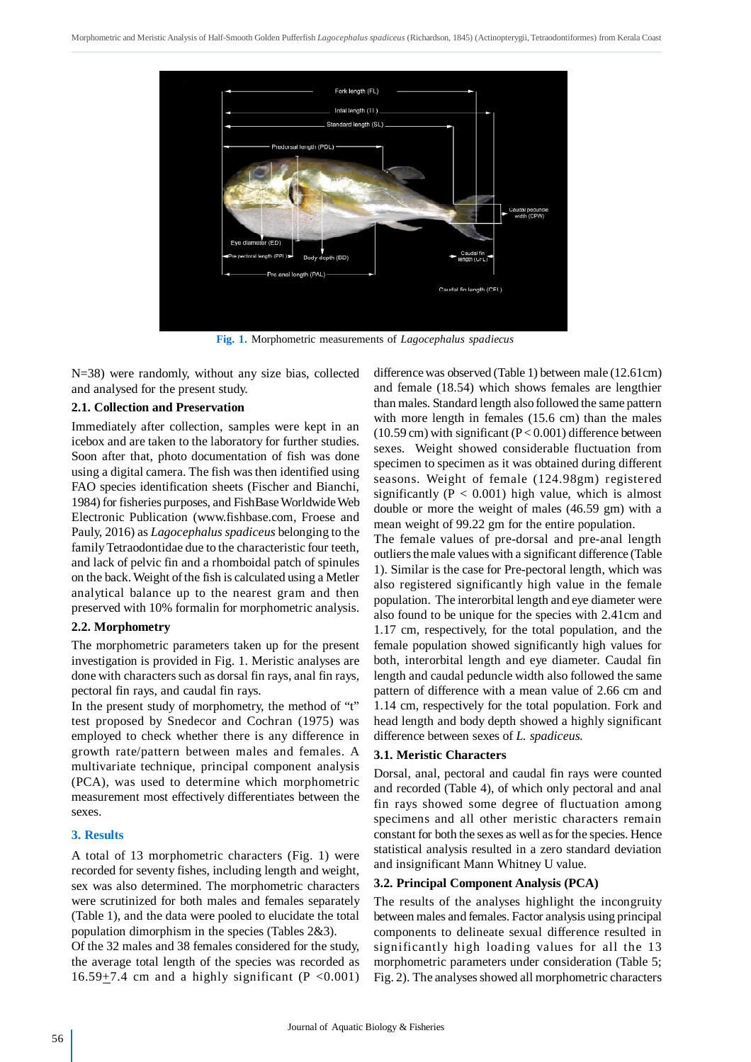Fig. 1. Morphometric measurements of *Lagocephalus spadiecus*

N=38) were randomly, without any size bias, collected and analysed for the present study.

### 2.1. Collection and Preservation

Immediately after collection, samples were kept in an icebox and are taken to the laboratory for further studies. Soon after that, photo documentation of fish was done using a digital camera. The fish was then identified using FAO species identification sheets (Fischer and Bianchi, 1984) for fisheries purposes, and FishBase Worldwide Web Electronic Publication (www.fishbase.com, Froese and Pauly, 2016) as *Lagocephalus spadiceus* belonging to the family Tetraodontidae due to the characteristic four teeth, and lack of pelvic fin and a rhomboidal patch of spinules on the back. Weight of the fish is calculated using a Metler analytical balance up to the nearest gram and then preserved with 10% formalin for morphometric analysis.

### 2.2. Morphometry

The morphometric parameters taken up for the present investigation is provided in Fig. 1. Meristic analyses are done with characters such as dorsal fin rays, anal fin rays, pectoral fin rays, and caudal fin rays.

In the present study of morphometry, the method of "t" test proposed by Snedecor and Cochran (1975) was employed to check whether there is any difference in growth rate/pattern between males and females. A multivariate technique, principal component analysis (PCA), was used to determine which morphometric measurement most effectively differentiates between the sexes.

## 3. Results

A total of 13 morphometric characters (Fig. 1) were recorded for seventy fishes, including length and weight, sex was also determined. The morphometric characters were scrutinized for both males and females separately (Table 1), and the data were pooled to elucidate the total population dimorphism in the species (Tables 2&3).

Of the 32 males and 38 females considered for the study, the average total length of the species was recorded as 16.59$\pm$7.4 cm and a highly significant ($P < 0.001$) difference was observed (Table 1) between male (12.61cm) and female (18.54) which shows females are lengthier than males. Standard length also followed the same pattern with more length in females (15.6 cm) than the males (10.59 cm) with significant ($P < 0.001$) difference between sexes. Weight showed considerable fluctuation from specimen to specimen as it was obtained during different seasons. Weight of female (124.98gm) registered significantly ($P < 0.001$) high value, which is almost double or more the weight of males (46.59 gm) with a mean weight of 99.22 gm for the entire population.

The female values of pre-dorsal and pre-anal length outliers the male values with a significant difference (Table 1). Similar is the case for Pre-pectoral length, which was also registered significantly high value in the female population. The interorbital length and eye diameter were also found to be unique for the species with 2.41cm and 1.17 cm, respectively, for the total population, and the female population showed significantly high values for both, interorbital length and eye diameter. Caudal fin length and caudal peduncle width also followed the same pattern of difference with a mean value of 2.66 cm and 1.14 cm, respectively for the total population. Fork and head length and body depth showed a highly significant difference between sexes of *L. spadiceus.*

### 3.1. Meristic Characters

Dorsal, anal, pectoral and caudal fin rays were counted and recorded (Table 4), of which only pectoral and anal fin rays showed some degree of fluctuation among specimens and all other meristic characters remain constant for both the sexes as well as for the species. Hence statistical analysis resulted in a zero standard deviation and insignificant Mann Whitney U value.

### 3.2. Principal Component Analysis (PCA)

The results of the analyses highlight the incongruity between males and females. Factor analysis using principal components to delineate sexual difference resulted in significantly high loading values for all the 13 morphometric parameters under consideration (Table 5; Fig. 2). The analyses showed all morphometric characters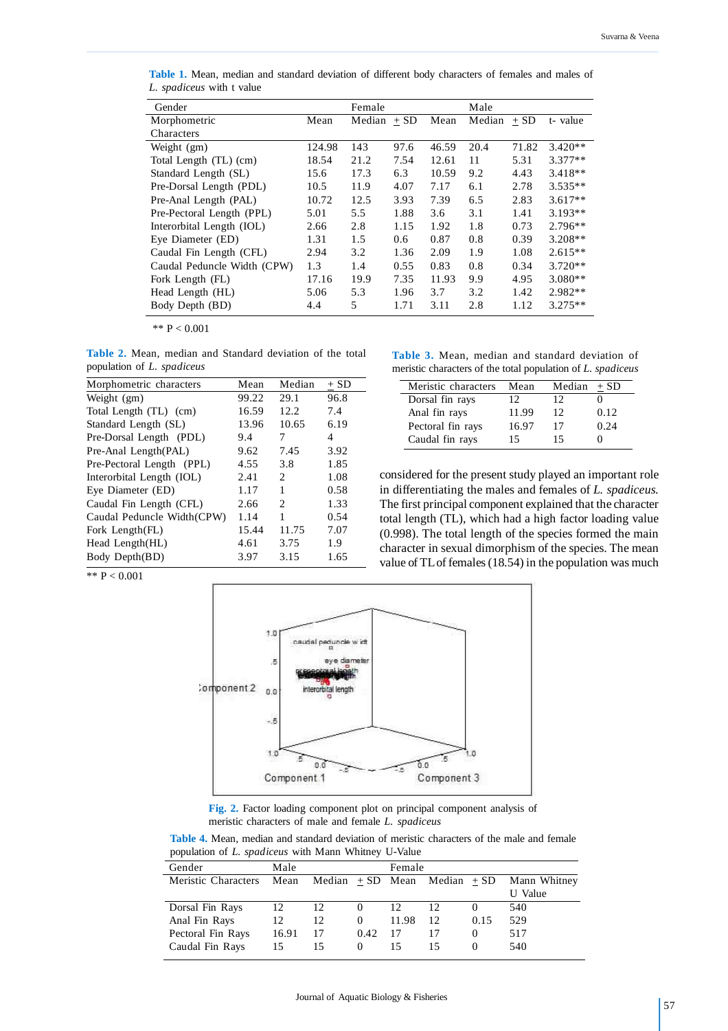**Table 1.** Mean, median and standard deviation of different body characters of females and males of *L. spadiceus* with t value

| Gender | Female | | | Male | | | |
|---|---|---|---|---|---|---|---|
| Morphometric Characters | Mean | Median | + SD | Mean | Median | + SD | t- value |
| Weight (gm) | 124.98 | 143 | 97.6 | 46.59 | 20.4 | 71.82 | 3.420** |
| Total Length (TL) (cm) | 18.54 | 21.2 | 7.54 | 12.61 | 11 | 5.31 | 3.377** |
| Standard Length (SL) | 15.6 | 17.3 | 6.3 | 10.59 | 9.2 | 4.43 | 3.418** |
| Pre-Dorsal Length (PDL) | 10.5 | 11.9 | 4.07 | 7.17 | 6.1 | 2.78 | 3.535** |
| Pre-Anal Length (PAL) | 10.72 | 12.5 | 3.93 | 7.39 | 6.5 | 2.83 | 3.617** |
| Pre-Pectoral Length (PPL) | 5.01 | 5.5 | 1.88 | 3.6 | 3.1 | 1.41 | 3.193** |
| Interorbital Length (IOL) | 2.66 | 2.8 | 1.15 | 1.92 | 1.8 | 0.73 | 2.796** |
| Eye Diameter (ED) | 1.31 | 1.5 | 0.6 | 0.87 | 0.8 | 0.39 | 3.208** |
| Caudal Fin Length (CFL) | 2.94 | 3.2 | 1.36 | 2.09 | 1.9 | 1.08 | 2.615** |
| Caudal Peduncle Width (CPW) | 1.3 | 1.4 | 0.55 | 0.83 | 0.8 | 0.34 | 3.720** |
| Fork Length (FL) | 17.16 | 19.9 | 7.35 | 11.93 | 9.9 | 4.95 | 3.080** |
| Head Length (HL) | 5.06 | 5.3 | 1.96 | 3.7 | 3.2 | 1.42 | 2.982** |
| Body Depth (BD) | 4.4 | 5 | 1.71 | 3.11 | 2.8 | 1.12 | 3.275** |

** P < 0.001

**Table 2.** Mean, median and Standard deviation of the total population of *L. spadiceus*

| Morphometric characters | Mean | Median | + SD |
|---|---|---|---|
| Weight (gm) | 99.22 | 29.1 | 96.8 |
| Total Length (TL) (cm) | 16.59 | 12.2 | 7.4 |
| Standard Length (SL) | 13.96 | 10.65 | 6.19 |
| Pre-Dorsal Length (PDL) | 9.4 | 7 | 4 |
| Pre-Anal Length(PAL) | 9.62 | 7.45 | 3.92 |
| Pre-Pectoral Length (PPL) | 4.55 | 3.8 | 1.85 |
| Interorbital Length (IOL) | 2.41 | 2 | 1.08 |
| Eye Diameter (ED) | 1.17 | 1 | 0.58 |
| Caudal Fin Length (CFL) | 2.66 | 2 | 1.33 |
| Caudal Peduncle Width(CPW) | 1.14 | 1 | 0.54 |
| Fork Length(FL) | 15.44 | 11.75 | 7.07 |
| Head Length(HL) | 4.61 | 3.75 | 1.9 |
| Body Depth(BD) | 3.97 | 3.15 | 1.65 |

** P < 0.001

**Table 3.** Mean, median and standard deviation of meristic characters of the total population of *L. spadiceus*

| Meristic characters | Mean | Median | + SD |
|---|---|---|---|
| Dorsal fin rays | 12 | 12 | 0 |
| Anal fin rays | 11.99 | 12 | 0.12 |
| Pectoral fin rays | 16.97 | 17 | 0.24 |
| Caudal fin rays | 15 | 15 | 0 |

considered for the present study played an important role in differentiating the males and females of *L. spadiceus.* The first principal component explained that the character total length (TL), which had a high factor loading value (0.998). The total length of the species formed the main character in sexual dimorphism of the species. The mean value of TL of females (18.54) in the population was much

**Fig. 2.** Factor loading component plot on principal component analysis of meristic characters of male and female *L. spadiceus*

**Table 4.** Mean, median and standard deviation of meristic characters of the male and female population of *L. spadiceus* with Mann Whitney U-Value

| Gender | Male | | | Female | | | |
|---|---|---|---|---|---|---|---|
| Meristic Characters | Mean | Median | + SD | Mean | Median | + SD | Mann Whitney U Value |
| Dorsal Fin Rays | 12 | 12 | 0 | 12 | 12 | 0 | 540 |
| Anal Fin Rays | 12 | 12 | 0 | 11.98 | 12 | 0.15 | 529 |
| Pectoral Fin Rays | 16.91 | 17 | 0.42 | 17 | 17 | 0 | 517 |
| Caudal Fin Rays | 15 | 15 | 0 | 15 | 15 | 0 | 540 |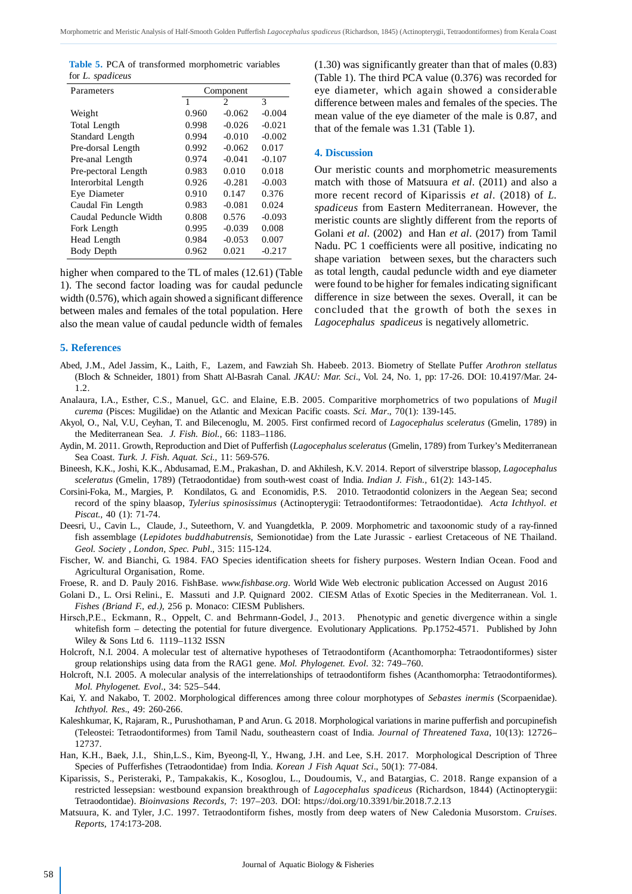**Table 5.** PCA of transformed morphometric variables for *L. spadiceus*

| Parameters | Component | | |
|---|---|---|---|
| | 1 | 2 | 3 |
| Weight | 0.960 | -0.062 | -0.004 |
| Total Length | 0.998 | -0.026 | -0.021 |
| Standard Length | 0.994 | -0.010 | -0.002 |
| Pre-dorsal Length | 0.992 | -0.062 | 0.017 |
| Pre-anal Length | 0.974 | -0.041 | -0.107 |
| Pre-pectoral Length | 0.983 | 0.010 | 0.018 |
| Interorbital Length | 0.926 | -0.281 | -0.003 |
| Eye Diameter | 0.910 | 0.147 | 0.376 |
| Caudal Fin Length | 0.983 | -0.081 | 0.024 |
| Caudal Peduncle Width | 0.808 | 0.576 | -0.093 |
| Fork Length | 0.995 | -0.039 | 0.008 |
| Head Length | 0.984 | -0.053 | 0.007 |
| Body Depth | 0.962 | 0.021 | -0.217 |

higher when compared to the TL of males (12.61) (Table 1). The second factor loading was for caudal peduncle width (0.576), which again showed a significant difference between males and females of the total population. Here also the mean value of caudal peduncle width of females (1.30) was significantly greater than that of males (0.83) (Table 1). The third PCA value (0.376) was recorded for eye diameter, which again showed a considerable difference between males and females of the species. The mean value of the eye diameter of the male is 0.87, and that of the female was 1.31 (Table 1).

## 4. Discussion

Our meristic counts and morphometric measurements match with those of Matsuura *et al*. (2011) and also a more recent record of Kiparissis *et al*. (2018) of *L. spadiceus* from Eastern Mediterranean. However, the meristic counts are slightly different from the reports of Golani *et al*. (2002) and Han *et al*. (2017) from Tamil Nadu. PC 1 coefficients were all positive, indicating no shape variation between sexes, but the characters such as total length, caudal peduncle width and eye diameter were found to be higher for females indicating significant difference in size between the sexes. Overall, it can be concluded that the growth of both the sexes in *Lagocephalus spadiceus* is negatively allometric.

## 5. References

Abed, J.M., Adel Jassim, K., Laith, F., Lazem, and Fawziah Sh. Habeeb. 2013. Biometry of Stellate Puffer *Arothron stellatus* (Bloch & Schneider, 1801) from Shatt Al-Basrah Canal. *JKAU: Mar. Sci*., Vol. 24, No. 1, pp: 17-26. DOI: 10.4197/Mar. 24-1.2.

Analaura, I.A., Esther, C.S., Manuel, G.C. and Elaine, E.B. 2005. Comparitive morphometrics of two populations of *Mugil curema* (Pisces: Mugilidae) on the Atlantic and Mexican Pacific coasts. *Sci. Mar*., 70(1): 139-145.

Akyol, O., Nal, V.U, Ceyhan, T. and Bilecenoglu, M. 2005. First confirmed record of *Lagocephalus sceleratus* (Gmelin, 1789) in the Mediterranean Sea. *J. Fish. Biol.,* 66: 1183–1186.

Aydin, M. 2011. Growth, Reproduction and Diet of Pufferfish (*Lagocephalus sceleratus* (Gmelin, 1789) from Turkey's Mediterranean Sea Coast. *Turk. J. Fish. Aquat. Sci.,* 11: 569-576.

Bineesh, K.K., Joshi, K.K., Abdusamad, E.M., Prakashan, D. and Akhilesh, K.V. 2014. Report of silverstripe blassop, *Lagocephalus sceleratus* (Gmelin, 1789) (Tetraodontidae) from south-west coast of India. *Indian J. Fish.,* 61(2): 143-145.

Corsini-Foka, M., Margies, P. Kondilatos, G. and Economidis, P.S. 2010. Tetraodontid colonizers in the Aegean Sea; second record of the spiny blaasop, *Tylerius spinosissimus* (Actinopterygii: Tetraodontiformes: Tetraodontidae). *Acta Ichthyol. et Piscat.,* 40 (1): 71-74.

Deesri, U., Cavin L., Claude, J., Suteethorn, V. and Yuangdetkla, P. 2009. Morphometric and taxoonomic study of a ray-finned fish assemblage (*Lepidotes buddhabutrensis*, Semionotidae) from the Late Jurassic - earliest Cretaceous of NE Thailand. *Geol. Society , London, Spec. Publ*., 315: 115-124.

Fischer, W. and Bianchi, G. 1984. FAO Species identification sheets for fishery purposes. Western Indian Ocean. Food and Agricultural Organisation, Rome.

Froese, R. and D. Pauly 2016. FishBase. *www.fishbase.org*. World Wide Web electronic publication Accessed on August 2016

Golani D., L. Orsi Relini., E. Massuti and J.P. Quignard 2002. CIESM Atlas of Exotic Species in the Mediterranean. Vol. 1. *Fishes (Briand F., ed.)*, 256 p. Monaco: CIESM Publishers.

Hirsch,P.E., Eckmann, R., Oppelt, C. and Behrmann-Godel, J., 2013. Phenotypic and genetic divergence within a single whitefish form – detecting the potential for future divergence. Evolutionary Applications. Pp.1752-4571. Published by John Wiley & Sons Ltd 6. 1119–1132 ISSN

Holcroft, N.I. 2004. A molecular test of alternative hypotheses of Tetraodontiform (Acanthomorpha: Tetraodontiformes) sister group relationships using data from the RAG1 gene. *Mol. Phylogenet. Evol*. 32: 749–760.

Holcroft, N.I. 2005. A molecular analysis of the interrelationships of tetraodontiform fishes (Acanthomorpha: Tetraodontiformes). *Mol. Phylogenet. Evol*., 34: 525–544.

Kai, Y. and Nakabo, T. 2002. Morphological differences among three colour morphotypes of *Sebastes inermis* (Scorpaenidae). *Ichthyol. Res*., 49: 260-266.

Kaleshkumar, K, Rajaram, R., Purushothaman, P and Arun. G. 2018. Morphological variations in marine pufferfish and porcupinefish (Teleostei: Tetraodontiformes) from Tamil Nadu, southeastern coast of India. *Journal of Threatened Taxa*, 10(13): 12726–12737.

Han, K.H., Baek, J.I., Shin,L.S., Kim, Byeong-Il, Y., Hwang, J.H. and Lee, S.H. 2017. Morphological Description of Three Species of Pufferfishes (Tetraodontidae) from India. *Korean J Fish Aquat Sci*., 50(1): 77-084.

Kiparissis, S., Peristeraki, P., Tampakakis, K., Kosoglou, L., Doudoumis, V., and Batargias, C. 2018. Range expansion of a restricted lessepsian: westbound expansion breakthrough of *Lagocephalus spadiceus* (Richardson, 1844) (Actinopterygii: Tetraodontidae). *Bioinvasions Records*, 7: 197–203. DOI: https://doi.org/10.3391/bir.2018.7.2.13

Matsuura, K. and Tyler, J.C. 1997. Tetraodontiform fishes, mostly from deep waters of New Caledonia Musorstom. *Cruises. Reports*, 174:173-208.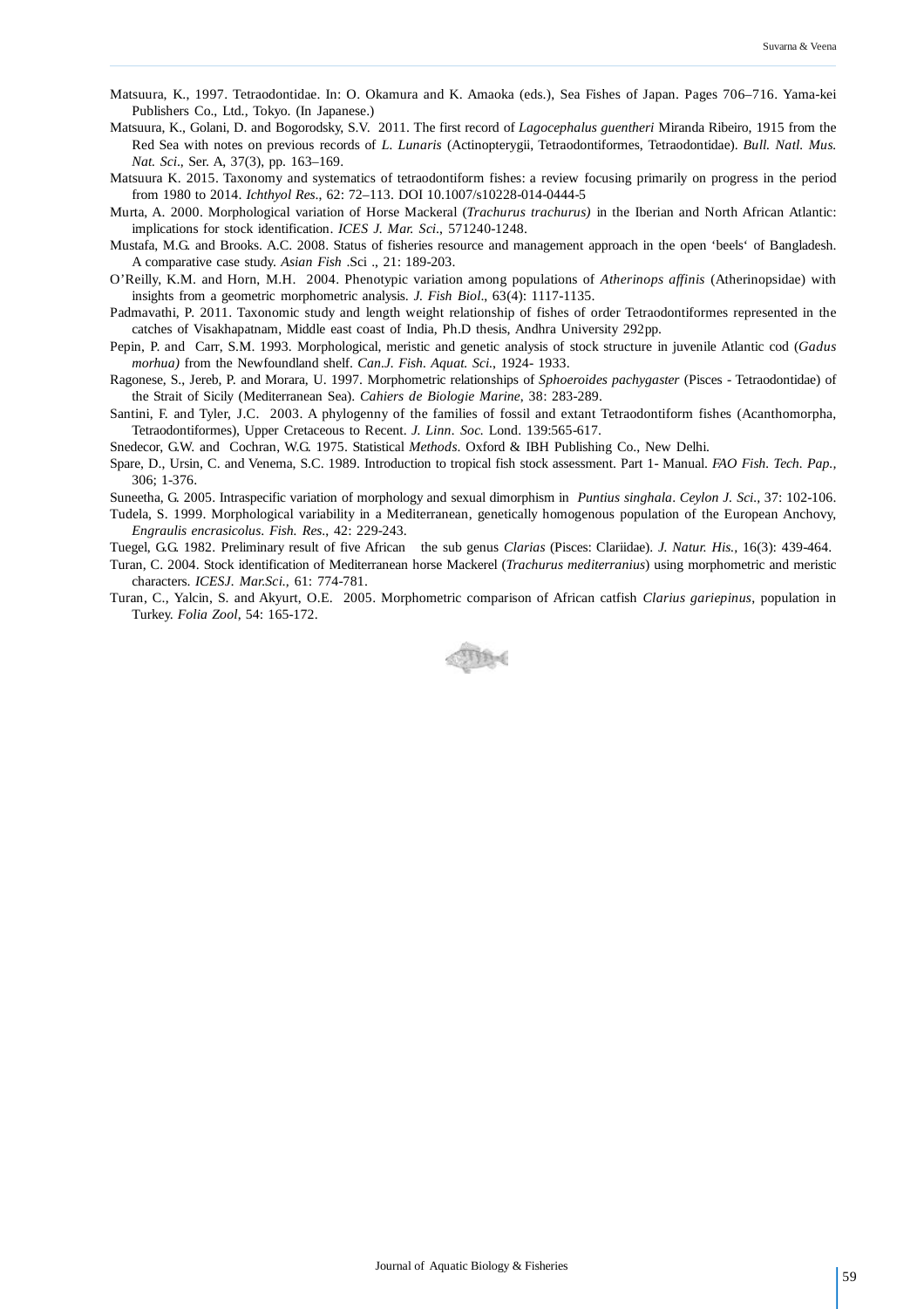Matsuura, K., 1997. Tetraodontidae. In: O. Okamura and K. Amaoka (eds.), Sea Fishes of Japan. Pages 706–716. Yama-kei Publishers Co., Ltd., Tokyo. (In Japanese.)

Matsuura, K., Golani, D. and Bogorodsky, S.V. 2011. The first record of *Lagocephalus guentheri* Miranda Ribeiro, 1915 from the Red Sea with notes on previous records of *L. Lunaris* (Actinopterygii, Tetraodontiformes, Tetraodontidae). *Bull. Natl. Mus. Nat. Sci*., Ser. A, 37(3), pp. 163–169.

Matsuura K. 2015. Taxonomy and systematics of tetraodontiform fishes: a review focusing primarily on progress in the period from 1980 to 2014. *Ichthyol Res*., 62: 72–113. DOI 10.1007/s10228-014-0444-5

Murta, A. 2000. Morphological variation of Horse Mackeral (*Trachurus trachurus)* in the Iberian and North African Atlantic: implications for stock identification. *ICES J. Mar. Sci*., 571240-1248.

Mustafa, M.G. and Brooks. A.C. 2008. Status of fisheries resource and management approach in the open 'beels' of Bangladesh. A comparative case study. *Asian Fish* .Sci ., 21: 189-203.

O'Reilly, K.M. and Horn, M.H. 2004. Phenotypic variation among populations of *Atherinops affinis* (Atherinopsidae) with insights from a geometric morphometric analysis. *J. Fish Biol*., 63(4): 1117-1135.

Padmavathi, P. 2011. Taxonomic study and length weight relationship of fishes of order Tetraodontiformes represented in the catches of Visakhapatnam, Middle east coast of India, Ph.D thesis, Andhra University 292pp.

Pepin, P. and Carr, S.M. 1993. Morphological, meristic and genetic analysis of stock structure in juvenile Atlantic cod (*Gadus morhua)* from the Newfoundland shelf. *Can.J. Fish. Aquat. Sci.*, 1924- 1933.

Ragonese, S., Jereb, P. and Morara, U. 1997. Morphometric relationships of *Sphoeroides pachygaster* (Pisces - Tetraodontidae) of the Strait of Sicily (Mediterranean Sea). *Cahiers de Biologie Marine*, 38: 283-289.

Santini, F. and Tyler, J.C. 2003. A phylogeny of the families of fossil and extant Tetraodontiform fishes (Acanthomorpha, Tetraodontiformes), Upper Cretaceous to Recent. *J. Linn. Soc.* Lond. 139:565-617.

Snedecor, G.W. and Cochran, W.G. 1975. Statistical *Methods*. Oxford & IBH Publishing Co., New Delhi.

Spare, D., Ursin, C. and Venema, S.C. 1989. Introduction to tropical fish stock assessment. Part 1- Manual. *FAO Fish. Tech. Pap.*, 306; 1-376.

Suneetha, G. 2005. Intraspecific variation of morphology and sexual dimorphism in *Puntius singhala*. *Ceylon J. Sci*., 37: 102-106.

Tudela, S. 1999. Morphological variability in a Mediterranean, genetically homogenous population of the European Anchovy, *Engraulis encrasicolus. Fish. Res*., 42: 229-243.

Tuegel, G.G. 1982. Preliminary result of five African the sub genus *Clarias* (Pisces: Clariidae). *J. Natur. His.*, 16(3): 439-464.

Turan, C. 2004. Stock identification of Mediterranean horse Mackerel (*Trachurus mediterranius*) using morphometric and meristic characters. *ICESJ. Mar.Sci.*, 61: 774-781.

Turan, C., Yalcin, S. and Akyurt, O.E. 2005. Morphometric comparison of African catfish *Clarius gariepinus*, population in Turkey. *Folia Zool*, 54: 165-172.